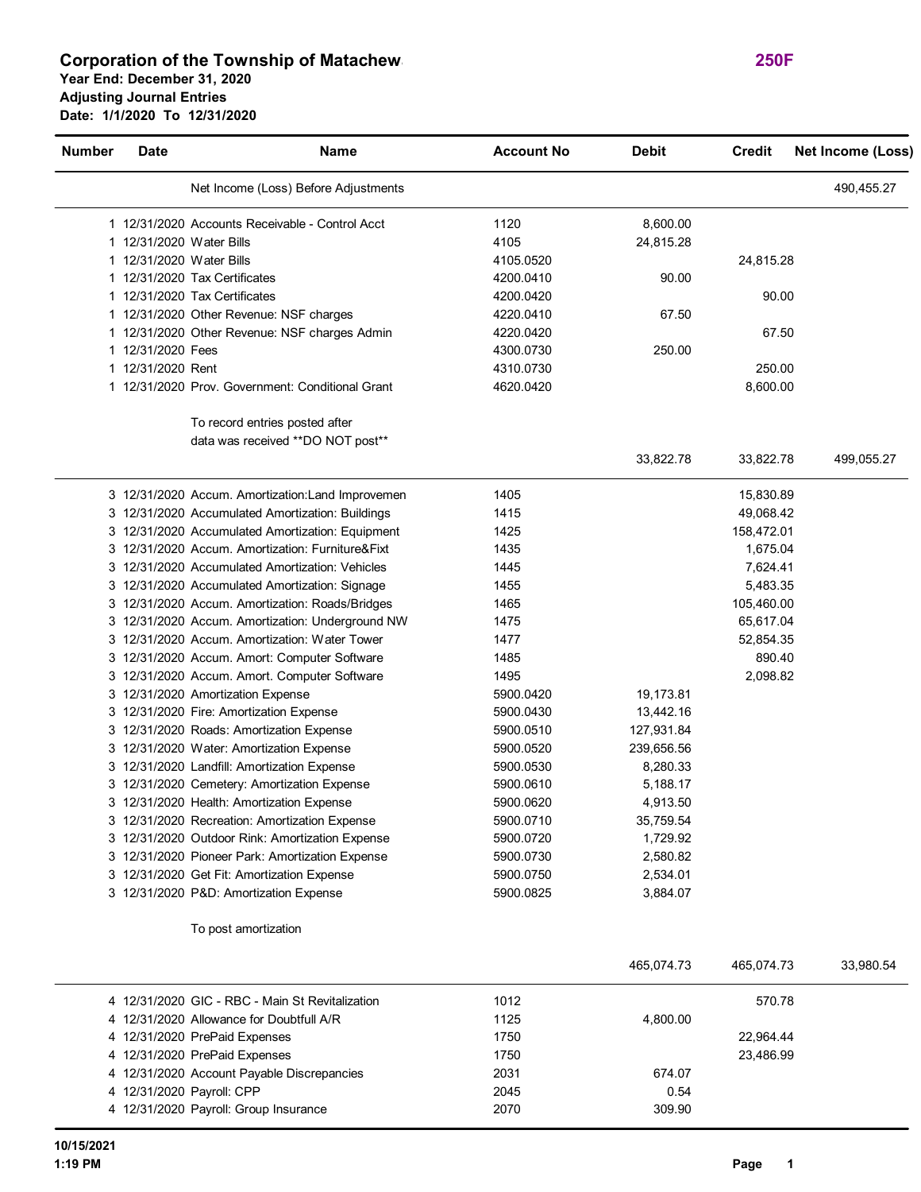## Corporation of the Township of Matachew

**250F**

**Year End: December 31, 2020**
**Adjusting Journal Entries**
**Date: 1/1/2020 To 12/31/2020**

| Number | Date | Name | Account No | Debit | Credit | Net Income (Loss) |
|---|---|---|---|---|---|---|
| | | Net Income (Loss) Before Adjustments | | | | 490,455.27 |
| 1 | 12/31/2020 | Accounts Receivable - Control Acct | 1120 | 8,600.00 | | |
| 1 | 12/31/2020 | Water Bills | 4105 | 24,815.28 | | |
| 1 | 12/31/2020 | Water Bills | 4105.0520 | | 24,815.28 | |
| 1 | 12/31/2020 | Tax Certificates | 4200.0410 | 90.00 | | |
| 1 | 12/31/2020 | Tax Certificates | 4200.0420 | | 90.00 | |
| 1 | 12/31/2020 | Other Revenue: NSF charges | 4220.0410 | 67.50 | | |
| 1 | 12/31/2020 | Other Revenue: NSF charges Admin | 4220.0420 | | 67.50 | |
| 1 | 12/31/2020 | Fees | 4300.0730 | 250.00 | | |
| 1 | 12/31/2020 | Rent | 4310.0730 | | 250.00 | |
| 1 | 12/31/2020 | Prov. Government: Conditional Grant | 4620.0420 | | 8,600.00 | |
| | | To record entries posted after data was received **DO NOT post** | | | | |
| | | | | 33,822.78 | 33,822.78 | 499,055.27 |
| 3 | 12/31/2020 | Accum. Amortization:Land Improvemen | 1405 | | 15,830.89 | |
| 3 | 12/31/2020 | Accumulated Amortization: Buildings | 1415 | | 49,068.42 | |
| 3 | 12/31/2020 | Accumulated Amortization: Equipment | 1425 | | 158,472.01 | |
| 3 | 12/31/2020 | Accum. Amortization: Furniture&Fixt | 1435 | | 1,675.04 | |
| 3 | 12/31/2020 | Accumulated Amortization: Vehicles | 1445 | | 7,624.41 | |
| 3 | 12/31/2020 | Accumulated Amortization: Signage | 1455 | | 5,483.35 | |
| 3 | 12/31/2020 | Accum. Amortization: Roads/Bridges | 1465 | | 105,460.00 | |
| 3 | 12/31/2020 | Accum. Amortization: Underground NW | 1475 | | 65,617.04 | |
| 3 | 12/31/2020 | Accum. Amortization: Water Tower | 1477 | | 52,854.35 | |
| 3 | 12/31/2020 | Accum. Amort: Computer Software | 1485 | | 890.40 | |
| 3 | 12/31/2020 | Accum. Amort. Computer Software | 1495 | | 2,098.82 | |
| 3 | 12/31/2020 | Amortization Expense | 5900.0420 | 19,173.81 | | |
| 3 | 12/31/2020 | Fire: Amortization Expense | 5900.0430 | 13,442.16 | | |
| 3 | 12/31/2020 | Roads: Amortization Expense | 5900.0510 | 127,931.84 | | |
| 3 | 12/31/2020 | Water: Amortization Expense | 5900.0520 | 239,656.56 | | |
| 3 | 12/31/2020 | Landfill: Amortization Expense | 5900.0530 | 8,280.33 | | |
| 3 | 12/31/2020 | Cemetery: Amortization Expense | 5900.0610 | 5,188.17 | | |
| 3 | 12/31/2020 | Health: Amortization Expense | 5900.0620 | 4,913.50 | | |
| 3 | 12/31/2020 | Recreation: Amortization Expense | 5900.0710 | 35,759.54 | | |
| 3 | 12/31/2020 | Outdoor Rink: Amortization Expense | 5900.0720 | 1,729.92 | | |
| 3 | 12/31/2020 | Pioneer Park: Amortization Expense | 5900.0730 | 2,580.82 | | |
| 3 | 12/31/2020 | Get Fit: Amortization Expense | 5900.0750 | 2,534.01 | | |
| 3 | 12/31/2020 | P&D: Amortization Expense | 5900.0825 | 3,884.07 | | |
| | | To post amortization | | | | |
| | | | | 465,074.73 | 465,074.73 | 33,980.54 |
| 4 | 12/31/2020 | GIC - RBC - Main St Revitalization | 1012 | | 570.78 | |
| 4 | 12/31/2020 | Allowance for Doubtfull A/R | 1125 | 4,800.00 | | |
| 4 | 12/31/2020 | PrePaid Expenses | 1750 | | 22,964.44 | |
| 4 | 12/31/2020 | PrePaid Expenses | 1750 | | 23,486.99 | |
| 4 | 12/31/2020 | Account Payable Discrepancies | 2031 | 674.07 | | |
| 4 | 12/31/2020 | Payroll: CPP | 2045 | 0.54 | | |
| 4 | 12/31/2020 | Payroll: Group Insurance | 2070 | 309.90 | | |

10/15/2021
1:19 PM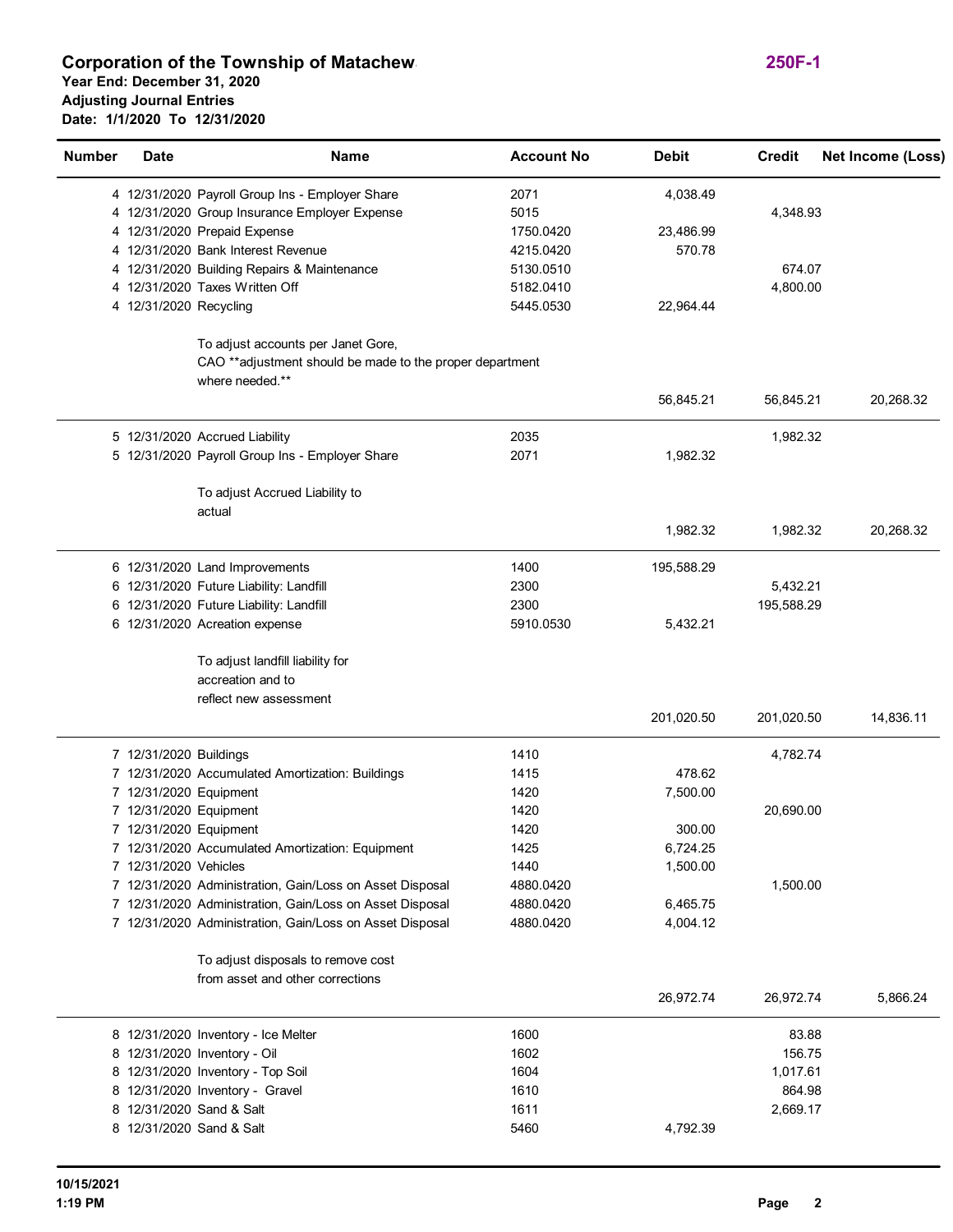## Corporation of the Township of Matachew

**Year End: December 31, 2020**
**Adjusting Journal Entries**
**Date: 1/1/2020 To 12/31/2020**

**250F-1**

| Number | Date | Name | Account No | Debit | Credit | Net Income (Loss) |
|---|---|---|---|---|---|---|
| 4 | 12/31/2020 | Payroll Group Ins - Employer Share | 2071 | 4,038.49 | | |
| 4 | 12/31/2020 | Group Insurance Employer Expense | 5015 | | 4,348.93 | |
| 4 | 12/31/2020 | Prepaid Expense | 1750.0420 | 23,486.99 | | |
| 4 | 12/31/2020 | Bank Interest Revenue | 4215.0420 | 570.78 | | |
| 4 | 12/31/2020 | Building Repairs & Maintenance | 5130.0510 | | 674.07 | |
| 4 | 12/31/2020 | Taxes Written Off | 5182.0410 | | 4,800.00 | |
| 4 | 12/31/2020 | Recycling | 5445.0530 | 22,964.44 | | |
| | | To adjust accounts per Janet Gore, CAO **adjustment should be made to the proper department where needed.** | | | | |
| | | | | 56,845.21 | 56,845.21 | 20,268.32 |
| 5 | 12/31/2020 | Accrued Liability | 2035 | | 1,982.32 | |
| 5 | 12/31/2020 | Payroll Group Ins - Employer Share | 2071 | 1,982.32 | | |
| | | To adjust Accrued Liability to actual | | | | |
| | | | | 1,982.32 | 1,982.32 | 20,268.32 |
| 6 | 12/31/2020 | Land Improvements | 1400 | 195,588.29 | | |
| 6 | 12/31/2020 | Future Liability: Landfill | 2300 | | 5,432.21 | |
| 6 | 12/31/2020 | Future Liability: Landfill | 2300 | | 195,588.29 | |
| 6 | 12/31/2020 | Acreation expense | 5910.0530 | 5,432.21 | | |
| | | To adjust landfill liability for accreation and to reflect new assessment | | | | |
| | | | | 201,020.50 | 201,020.50 | 14,836.11 |
| 7 | 12/31/2020 | Buildings | 1410 | | 4,782.74 | |
| 7 | 12/31/2020 | Accumulated Amortization: Buildings | 1415 | 478.62 | | |
| 7 | 12/31/2020 | Equipment | 1420 | 7,500.00 | | |
| 7 | 12/31/2020 | Equipment | 1420 | | 20,690.00 | |
| 7 | 12/31/2020 | Equipment | 1420 | 300.00 | | |
| 7 | 12/31/2020 | Accumulated Amortization: Equipment | 1425 | 6,724.25 | | |
| 7 | 12/31/2020 | Vehicles | 1440 | 1,500.00 | | |
| 7 | 12/31/2020 | Administration, Gain/Loss on Asset Disposal | 4880.0420 | | 1,500.00 | |
| 7 | 12/31/2020 | Administration, Gain/Loss on Asset Disposal | 4880.0420 | 6,465.75 | | |
| 7 | 12/31/2020 | Administration, Gain/Loss on Asset Disposal | 4880.0420 | 4,004.12 | | |
| | | To adjust disposals to remove cost from asset and other corrections | | | | |
| | | | | 26,972.74 | 26,972.74 | 5,866.24 |
| 8 | 12/31/2020 | Inventory - Ice Melter | 1600 | | 83.88 | |
| 8 | 12/31/2020 | Inventory - Oil | 1602 | | 156.75 | |
| 8 | 12/31/2020 | Inventory - Top Soil | 1604 | | 1,017.61 | |
| 8 | 12/31/2020 | Inventory - Gravel | 1610 | | 864.98 | |
| 8 | 12/31/2020 | Sand & Salt | 1611 | | 2,669.17 | |
| 8 | 12/31/2020 | Sand & Salt | 5460 | 4,792.39 | | |

10/15/2021
1:19 PM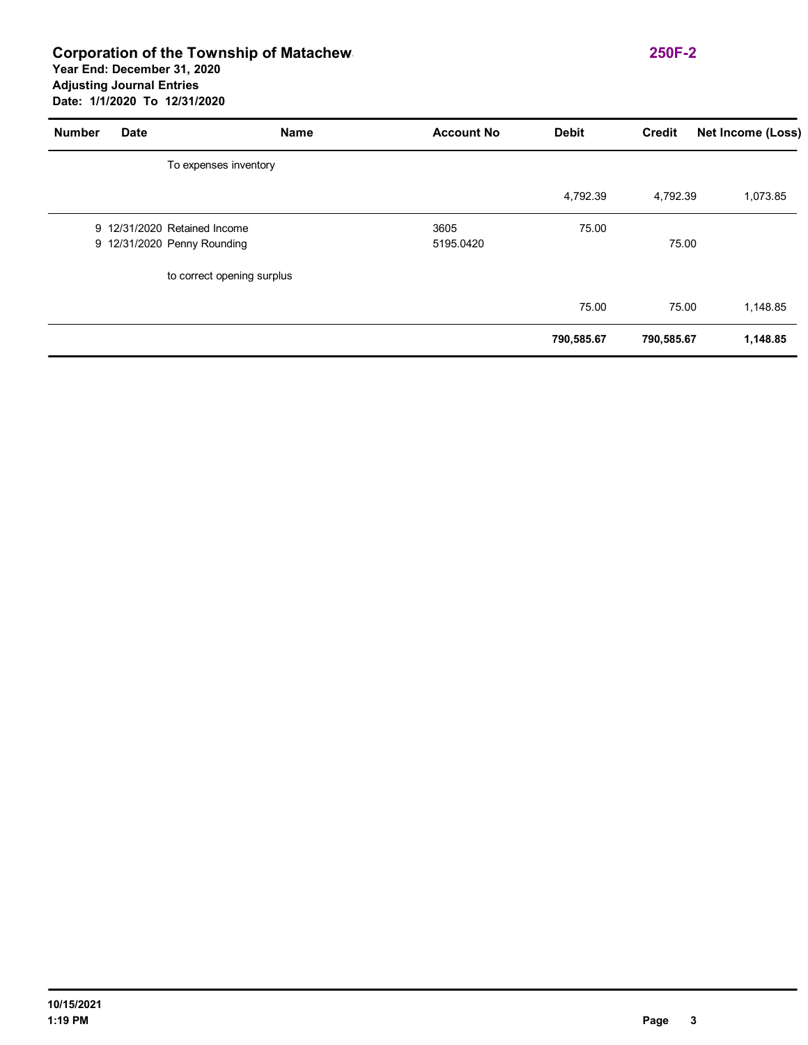## Corporation of the Township of Matachewan

**Year End: December 31, 2020**
**Adjusting Journal Entries**
**Date: 1/1/2020 To 12/31/2020**

**250F-2**

| Number | Date | Name | Account No | Debit | Credit | Net Income (Loss) |
|---|---|---|---|---|---|---|
| | | To expenses inventory | | | | |
| | | | | 4,792.39 | 4,792.39 | 1,073.85 |
| 9 | 12/31/2020 | Retained Income | 3605 | 75.00 | | |
| 9 | 12/31/2020 | Penny Rounding | 5195.0420 | | 75.00 | |
| | | to correct opening surplus | | | | |
| | | | | 75.00 | 75.00 | 1,148.85 |
| | | | | **790,585.67** | **790,585.67** | **1,148.85** |

**10/15/2021**
**1:19 PM**